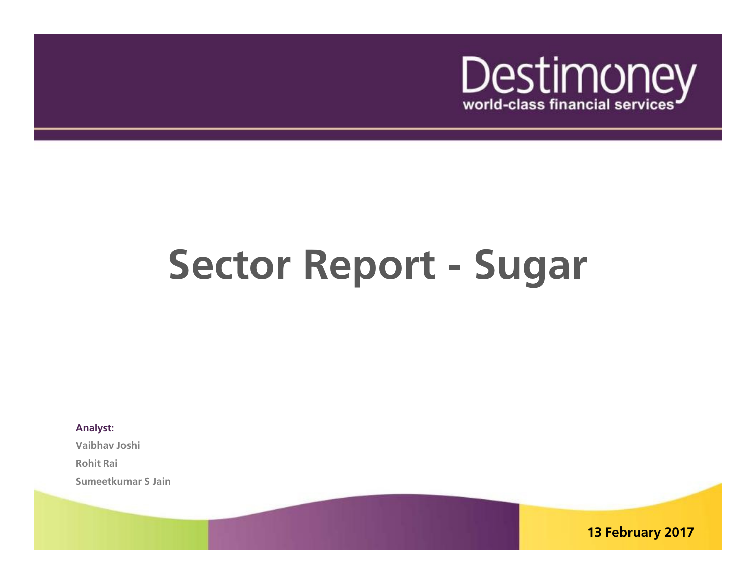Destimoney
world-class financial services

# Sector Report - Sugar

**Analyst:**

Vaibhav Joshi

Rohit Rai

Sumeetkumar S Jain

**13 February 2017**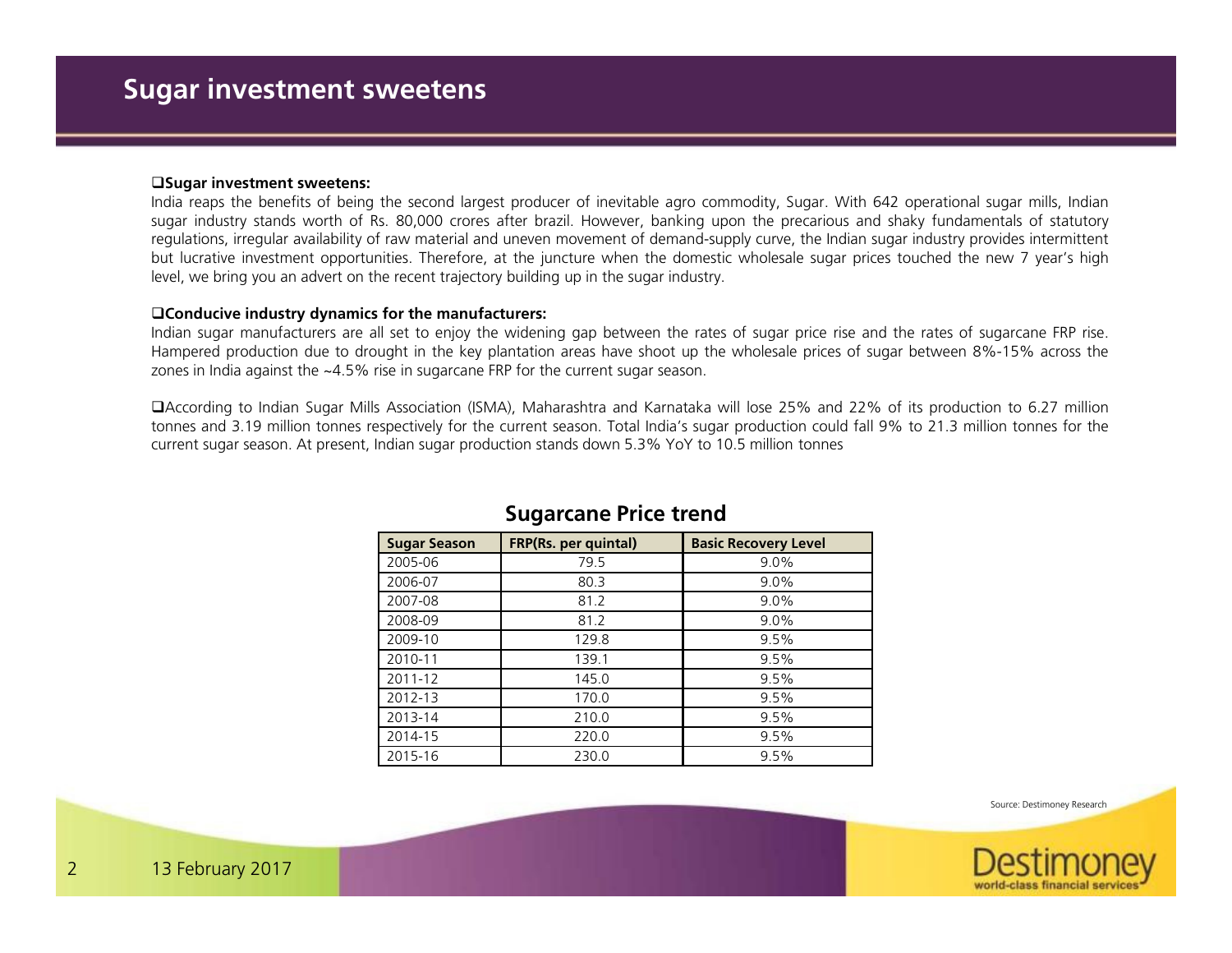# Sugar investment sweetens

**Sugar investment sweetens:**

India reaps the benefits of being the second largest producer of inevitable agro commodity, Sugar. With 642 operational sugar mills, Indian sugar industry stands worth of Rs. 80,000 crores after brazil. However, banking upon the precarious and shaky fundamentals of statutory regulations, irregular availability of raw material and uneven movement of demand-supply curve, the Indian sugar industry provides intermittent but lucrative investment opportunities. Therefore, at the juncture when the domestic wholesale sugar prices touched the new 7 year's high level, we bring you an advert on the recent trajectory building up in the sugar industry.

**Conducive industry dynamics for the manufacturers:**

Indian sugar manufacturers are all set to enjoy the widening gap between the rates of sugar price rise and the rates of sugarcane FRP rise. Hampered production due to drought in the key plantation areas have shoot up the wholesale prices of sugar between 8%-15% across the zones in India against the ~4.5% rise in sugarcane FRP for the current sugar season.

According to Indian Sugar Mills Association (ISMA), Maharashtra and Karnataka will lose 25% and 22% of its production to 6.27 million tonnes and 3.19 million tonnes respectively for the current season. Total India's sugar production could fall 9% to 21.3 million tonnes for the current sugar season. At present, Indian sugar production stands down 5.3% YoY to 10.5 million tonnes

## Sugarcane Price trend

| Sugar Season | FRP(Rs. per quintal) | Basic Recovery Level |
|---|---|---|
| 2005-06 | 79.5 | 9.0% |
| 2006-07 | 80.3 | 9.0% |
| 2007-08 | 81.2 | 9.0% |
| 2008-09 | 81.2 | 9.0% |
| 2009-10 | 129.8 | 9.5% |
| 2010-11 | 139.1 | 9.5% |
| 2011-12 | 145.0 | 9.5% |
| 2012-13 | 170.0 | 9.5% |
| 2013-14 | 210.0 | 9.5% |
| 2014-15 | 220.0 | 9.5% |
| 2015-16 | 230.0 | 9.5% |

Source: Destimoney Research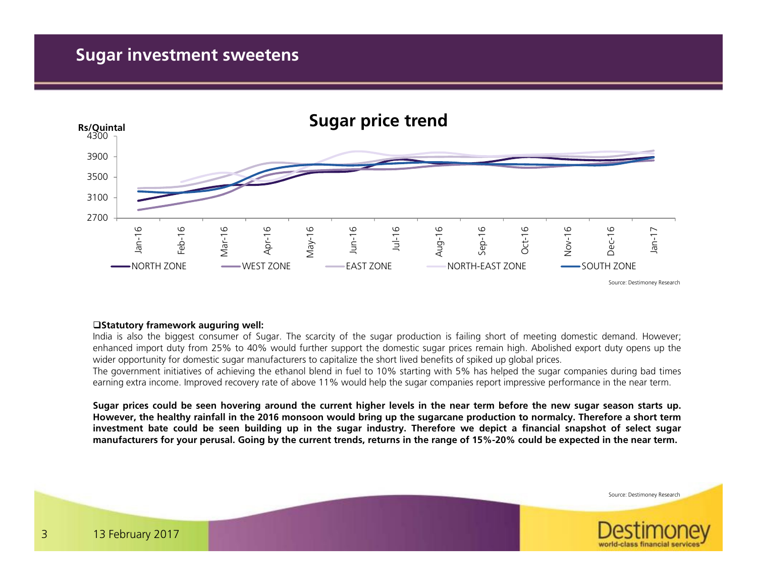# Sugar investment sweetens

## Sugar price trend

Rs/Quintal

Source: Destimoney Research

❑**Statutory framework auguring well:**

India is also the biggest consumer of Sugar. The scarcity of the sugar production is failing short of meeting domestic demand. However; enhanced import duty from 25% to 40% would further support the domestic sugar prices remain high. Abolished export duty opens up the wider opportunity for domestic sugar manufacturers to capitalize the short lived benefits of spiked up global prices.

The government initiatives of achieving the ethanol blend in fuel to 10% starting with 5% has helped the sugar companies during bad times earning extra income. Improved recovery rate of above 11% would help the sugar companies report impressive performance in the near term.

**Sugar prices could be seen hovering around the current higher levels in the near term before the new sugar season starts up. However, the healthy rainfall in the 2016 monsoon would bring up the sugarcane production to normalcy. Therefore a short term investment bate could be seen building up in the sugar industry. Therefore we depict a financial snapshot of select sugar manufacturers for your perusal. Going by the current trends, returns in the range of 15%-20% could be expected in the near term.**

Source: Destimoney Research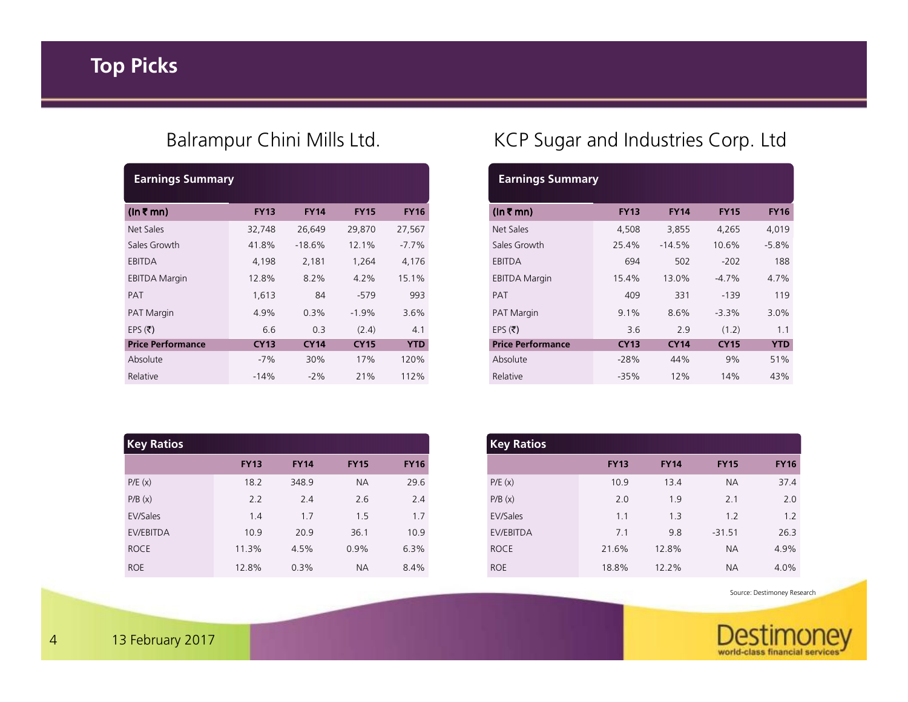# Top Picks

## Balrampur Chini Mills Ltd.

**Earnings Summary**

| (In ₹ mn) | FY13 | FY14 | FY15 | FY16 |
|---|---|---|---|---|
| Net Sales | 32,748 | 26,649 | 29,870 | 27,567 |
| Sales Growth | 41.8% | -18.6% | 12.1% | -7.7% |
| EBITDA | 4,198 | 2,181 | 1,264 | 4,176 |
| EBITDA Margin | 12.8% | 8.2% | 4.2% | 15.1% |
| PAT | 1,613 | 84 | -579 | 993 |
| PAT Margin | 4.9% | 0.3% | -1.9% | 3.6% |
| EPS (₹) | 6.6 | 0.3 | (2.4) | 4.1 |
| **Price Performance** | **CY13** | **CY14** | **CY15** | **YTD** |
| Absolute | -7% | 30% | 17% | 120% |
| Relative | -14% | -2% | 21% | 112% |

**Key Ratios**

| | FY13 | FY14 | FY15 | FY16 |
|---|---|---|---|---|
| P/E (x) | 18.2 | 348.9 | NA | 29.6 |
| P/B (x) | 2.2 | 2.4 | 2.6 | 2.4 |
| EV/Sales | 1.4 | 1.7 | 1.5 | 1.7 |
| EV/EBITDA | 10.9 | 20.9 | 36.1 | 10.9 |
| ROCE | 11.3% | 4.5% | 0.9% | 6.3% |
| ROE | 12.8% | 0.3% | NA | 8.4% |

## KCP Sugar and Industries Corp. Ltd

**Earnings Summary**

| (In ₹ mn) | FY13 | FY14 | FY15 | FY16 |
|---|---|---|---|---|
| Net Sales | 4,508 | 3,855 | 4,265 | 4,019 |
| Sales Growth | 25.4% | -14.5% | 10.6% | -5.8% |
| EBITDA | 694 | 502 | -202 | 188 |
| EBITDA Margin | 15.4% | 13.0% | -4.7% | 4.7% |
| PAT | 409 | 331 | -139 | 119 |
| PAT Margin | 9.1% | 8.6% | -3.3% | 3.0% |
| EPS (₹) | 3.6 | 2.9 | (1.2) | 1.1 |
| **Price Performance** | **CY13** | **CY14** | **CY15** | **YTD** |
| Absolute | -28% | 44% | 9% | 51% |
| Relative | -35% | 12% | 14% | 43% |

**Key Ratios**

| | FY13 | FY14 | FY15 | FY16 |
|---|---|---|---|---|
| P/E (x) | 10.9 | 13.4 | NA | 37.4 |
| P/B (x) | 2.0 | 1.9 | 2.1 | 2.0 |
| EV/Sales | 1.1 | 1.3 | 1.2 | 1.2 |
| EV/EBITDA | 7.1 | 9.8 | -31.51 | 26.3 |
| ROCE | 21.6% | 12.8% | NA | 4.9% |
| ROE | 18.8% | 12.2% | NA | 4.0% |

Source: Destimoney Research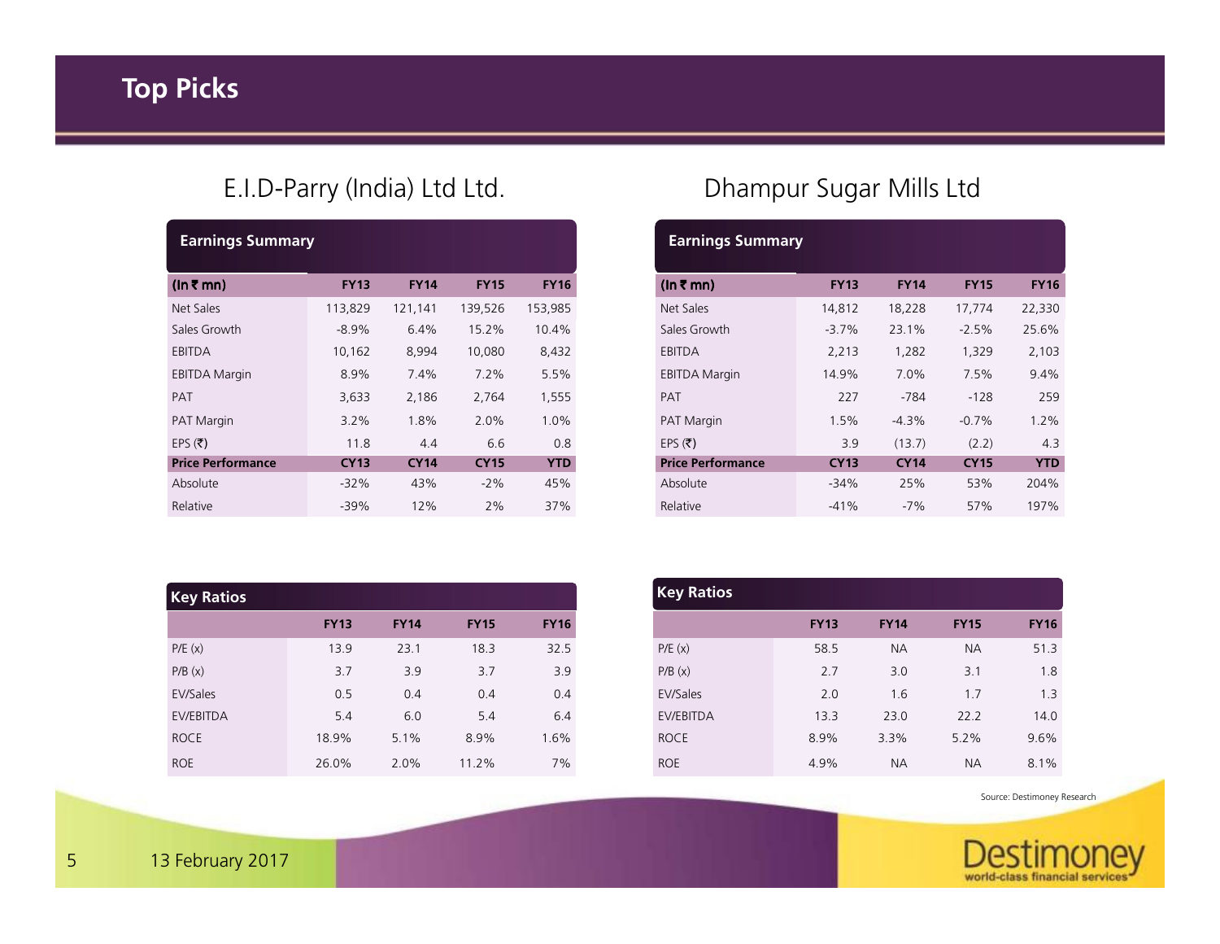# Top Picks

## E.I.D-Parry (India) Ltd Ltd.

**Earnings Summary**

| (In ₹ mn) | FY13 | FY14 | FY15 | FY16 |
|---|---|---|---|---|
| Net Sales | 113,829 | 121,141 | 139,526 | 153,985 |
| Sales Growth | -8.9% | 6.4% | 15.2% | 10.4% |
| EBITDA | 10,162 | 8,994 | 10,080 | 8,432 |
| EBITDA Margin | 8.9% | 7.4% | 7.2% | 5.5% |
| PAT | 3,633 | 2,186 | 2,764 | 1,555 |
| PAT Margin | 3.2% | 1.8% | 2.0% | 1.0% |
| EPS (₹) | 11.8 | 4.4 | 6.6 | 0.8 |
| **Price Performance** | **CY13** | **CY14** | **CY15** | **YTD** |
| Absolute | -32% | 43% | -2% | 45% |
| Relative | -39% | 12% | 2% | 37% |

**Key Ratios**

| | FY13 | FY14 | FY15 | FY16 |
|---|---|---|---|---|
| P/E (x) | 13.9 | 23.1 | 18.3 | 32.5 |
| P/B (x) | 3.7 | 3.9 | 3.7 | 3.9 |
| EV/Sales | 0.5 | 0.4 | 0.4 | 0.4 |
| EV/EBITDA | 5.4 | 6.0 | 5.4 | 6.4 |
| ROCE | 18.9% | 5.1% | 8.9% | 1.6% |
| ROE | 26.0% | 2.0% | 11.2% | 7% |

## Dhampur Sugar Mills Ltd

**Earnings Summary**

| (In ₹ mn) | FY13 | FY14 | FY15 | FY16 |
|---|---|---|---|---|
| Net Sales | 14,812 | 18,228 | 17,774 | 22,330 |
| Sales Growth | -3.7% | 23.1% | -2.5% | 25.6% |
| EBITDA | 2,213 | 1,282 | 1,329 | 2,103 |
| EBITDA Margin | 14.9% | 7.0% | 7.5% | 9.4% |
| PAT | 227 | -784 | -128 | 259 |
| PAT Margin | 1.5% | -4.3% | -0.7% | 1.2% |
| EPS (₹) | 3.9 | (13.7) | (2.2) | 4.3 |
| **Price Performance** | **CY13** | **CY14** | **CY15** | **YTD** |
| Absolute | -34% | 25% | 53% | 204% |
| Relative | -41% | -7% | 57% | 197% |

**Key Ratios**

| | FY13 | FY14 | FY15 | FY16 |
|---|---|---|---|---|
| P/E (x) | 58.5 | NA | NA | 51.3 |
| P/B (x) | 2.7 | 3.0 | 3.1 | 1.8 |
| EV/Sales | 2.0 | 1.6 | 1.7 | 1.3 |
| EV/EBITDA | 13.3 | 23.0 | 22.2 | 14.0 |
| ROCE | 8.9% | 3.3% | 5.2% | 9.6% |
| ROE | 4.9% | NA | NA | 8.1% |

Source: Destimoney Research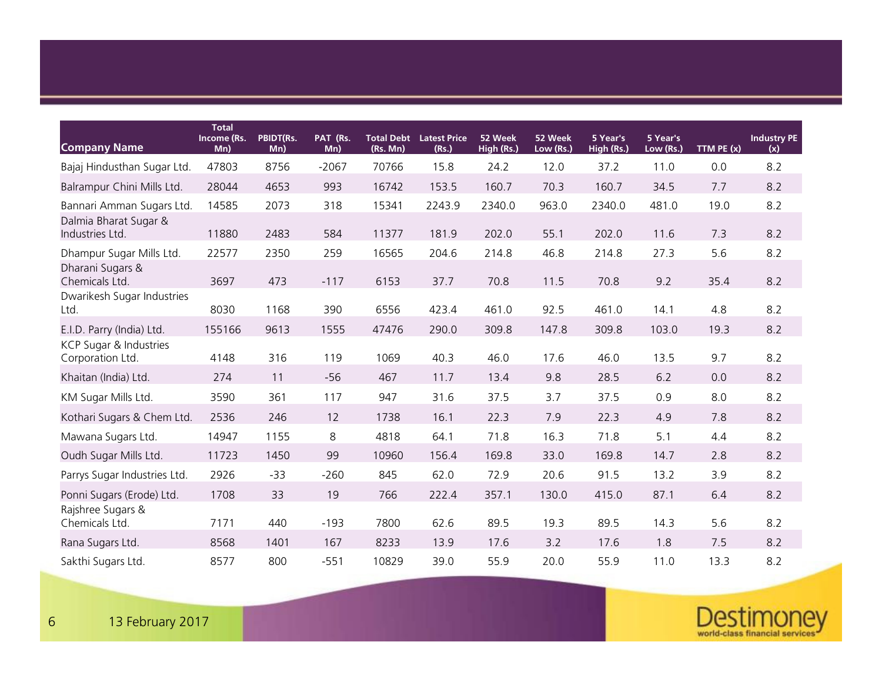| Company Name | Total Income (Rs. Mn) | PBIDT(Rs. Mn) | PAT (Rs. Mn) | Total Debt (Rs. Mn) | Latest Price (Rs.) | 52 Week High (Rs.) | 52 Week Low (Rs.) | 5 Year's High (Rs.) | 5 Year's Low (Rs.) | TTM PE (x) | Industry PE (x) |
|---|---|---|---|---|---|---|---|---|---|---|---|
| Bajaj Hindusthan Sugar Ltd. | 47803 | 8756 | -2067 | 70766 | 15.8 | 24.2 | 12.0 | 37.2 | 11.0 | 0.0 | 8.2 |
| Balrampur Chini Mills Ltd. | 28044 | 4653 | 993 | 16742 | 153.5 | 160.7 | 70.3 | 160.7 | 34.5 | 7.7 | 8.2 |
| Bannari Amman Sugars Ltd. | 14585 | 2073 | 318 | 15341 | 2243.9 | 2340.0 | 963.0 | 2340.0 | 481.0 | 19.0 | 8.2 |
| Dalmia Bharat Sugar & Industries Ltd. | 11880 | 2483 | 584 | 11377 | 181.9 | 202.0 | 55.1 | 202.0 | 11.6 | 7.3 | 8.2 |
| Dhampur Sugar Mills Ltd. | 22577 | 2350 | 259 | 16565 | 204.6 | 214.8 | 46.8 | 214.8 | 27.3 | 5.6 | 8.2 |
| Dharani Sugars & Chemicals Ltd. | 3697 | 473 | -117 | 6153 | 37.7 | 70.8 | 11.5 | 70.8 | 9.2 | 35.4 | 8.2 |
| Dwarikesh Sugar Industries Ltd. | 8030 | 1168 | 390 | 6556 | 423.4 | 461.0 | 92.5 | 461.0 | 14.1 | 4.8 | 8.2 |
| E.I.D. Parry (India) Ltd. | 155166 | 9613 | 1555 | 47476 | 290.0 | 309.8 | 147.8 | 309.8 | 103.0 | 19.3 | 8.2 |
| KCP Sugar & Industries Corporation Ltd. | 4148 | 316 | 119 | 1069 | 40.3 | 46.0 | 17.6 | 46.0 | 13.5 | 9.7 | 8.2 |
| Khaitan (India) Ltd. | 274 | 11 | -56 | 467 | 11.7 | 13.4 | 9.8 | 28.5 | 6.2 | 0.0 | 8.2 |
| KM Sugar Mills Ltd. | 3590 | 361 | 117 | 947 | 31.6 | 37.5 | 3.7 | 37.5 | 0.9 | 8.0 | 8.2 |
| Kothari Sugars & Chem Ltd. | 2536 | 246 | 12 | 1738 | 16.1 | 22.3 | 7.9 | 22.3 | 4.9 | 7.8 | 8.2 |
| Mawana Sugars Ltd. | 14947 | 1155 | 8 | 4818 | 64.1 | 71.8 | 16.3 | 71.8 | 5.1 | 4.4 | 8.2 |
| Oudh Sugar Mills Ltd. | 11723 | 1450 | 99 | 10960 | 156.4 | 169.8 | 33.0 | 169.8 | 14.7 | 2.8 | 8.2 |
| Parrys Sugar Industries Ltd. | 2926 | -33 | -260 | 845 | 62.0 | 72.9 | 20.6 | 91.5 | 13.2 | 3.9 | 8.2 |
| Ponni Sugars (Erode) Ltd. | 1708 | 33 | 19 | 766 | 222.4 | 357.1 | 130.0 | 415.0 | 87.1 | 6.4 | 8.2 |
| Rajshree Sugars & Chemicals Ltd. | 7171 | 440 | -193 | 7800 | 62.6 | 89.5 | 19.3 | 89.5 | 14.3 | 5.6 | 8.2 |
| Rana Sugars Ltd. | 8568 | 1401 | 167 | 8233 | 13.9 | 17.6 | 3.2 | 17.6 | 1.8 | 7.5 | 8.2 |
| Sakthi Sugars Ltd. | 8577 | 800 | -551 | 10829 | 39.0 | 55.9 | 20.0 | 55.9 | 11.0 | 13.3 | 8.2 |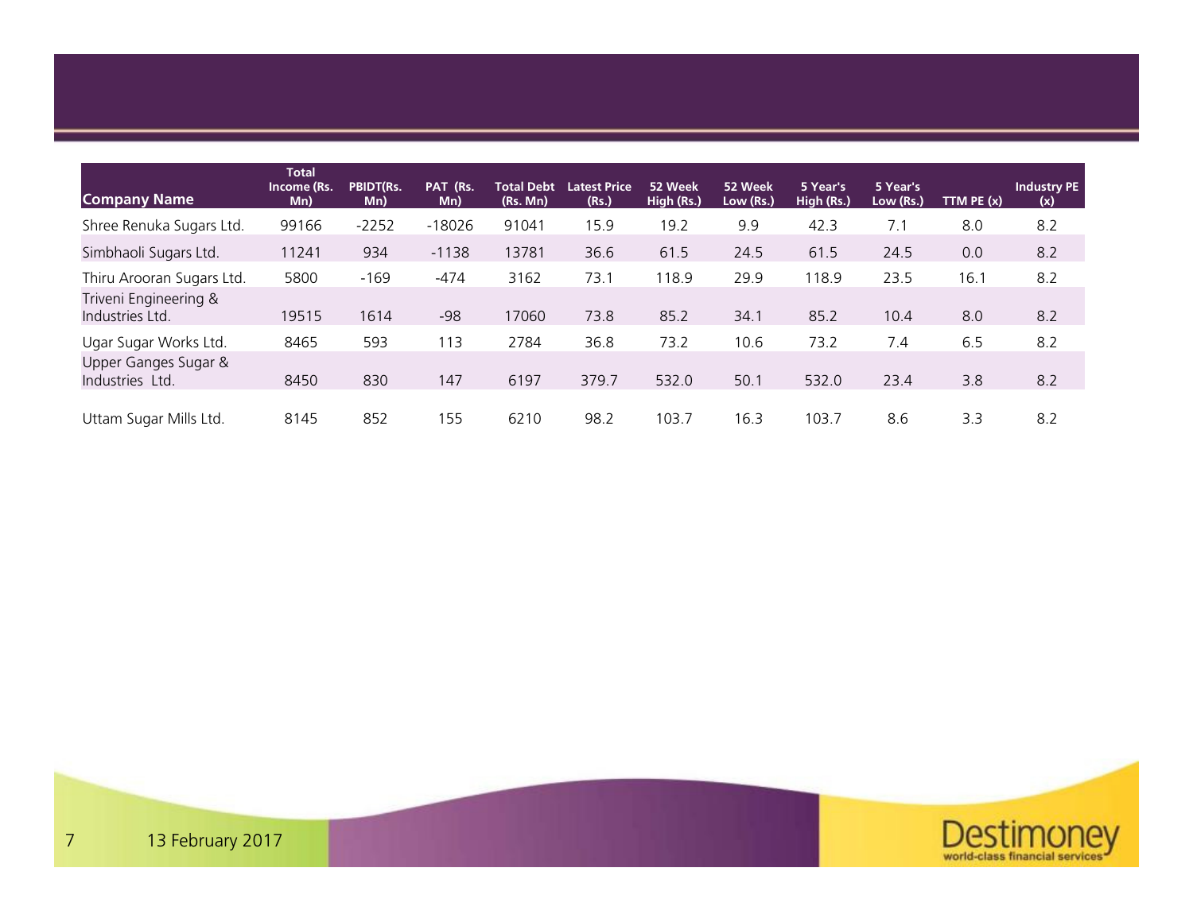| Company Name | Total Income (Rs. Mn) | PBIDT(Rs. Mn) | PAT (Rs. Mn) | Total Debt (Rs. Mn) | Latest Price (Rs.) | 52 Week High (Rs.) | 52 Week Low (Rs.) | 5 Year's High (Rs.) | 5 Year's Low (Rs.) | TTM PE (x) | Industry PE (x) |
|---|---|---|---|---|---|---|---|---|---|---|---|
| Shree Renuka Sugars Ltd. | 99166 | -2252 | -18026 | 91041 | 15.9 | 19.2 | 9.9 | 42.3 | 7.1 | 8.0 | 8.2 |
| Simbhaoli Sugars Ltd. | 11241 | 934 | -1138 | 13781 | 36.6 | 61.5 | 24.5 | 61.5 | 24.5 | 0.0 | 8.2 |
| Thiru Arooran Sugars Ltd. | 5800 | -169 | -474 | 3162 | 73.1 | 118.9 | 29.9 | 118.9 | 23.5 | 16.1 | 8.2 |
| Triveni Engineering & Industries Ltd. | 19515 | 1614 | -98 | 17060 | 73.8 | 85.2 | 34.1 | 85.2 | 10.4 | 8.0 | 8.2 |
| Ugar Sugar Works Ltd. | 8465 | 593 | 113 | 2784 | 36.8 | 73.2 | 10.6 | 73.2 | 7.4 | 6.5 | 8.2 |
| Upper Ganges Sugar & Industries Ltd. | 8450 | 830 | 147 | 6197 | 379.7 | 532.0 | 50.1 | 532.0 | 23.4 | 3.8 | 8.2 |
| Uttam Sugar Mills Ltd. | 8145 | 852 | 155 | 6210 | 98.2 | 103.7 | 16.3 | 103.7 | 8.6 | 3.3 | 8.2 |

13 February 2017

Destimoney
world-class financial services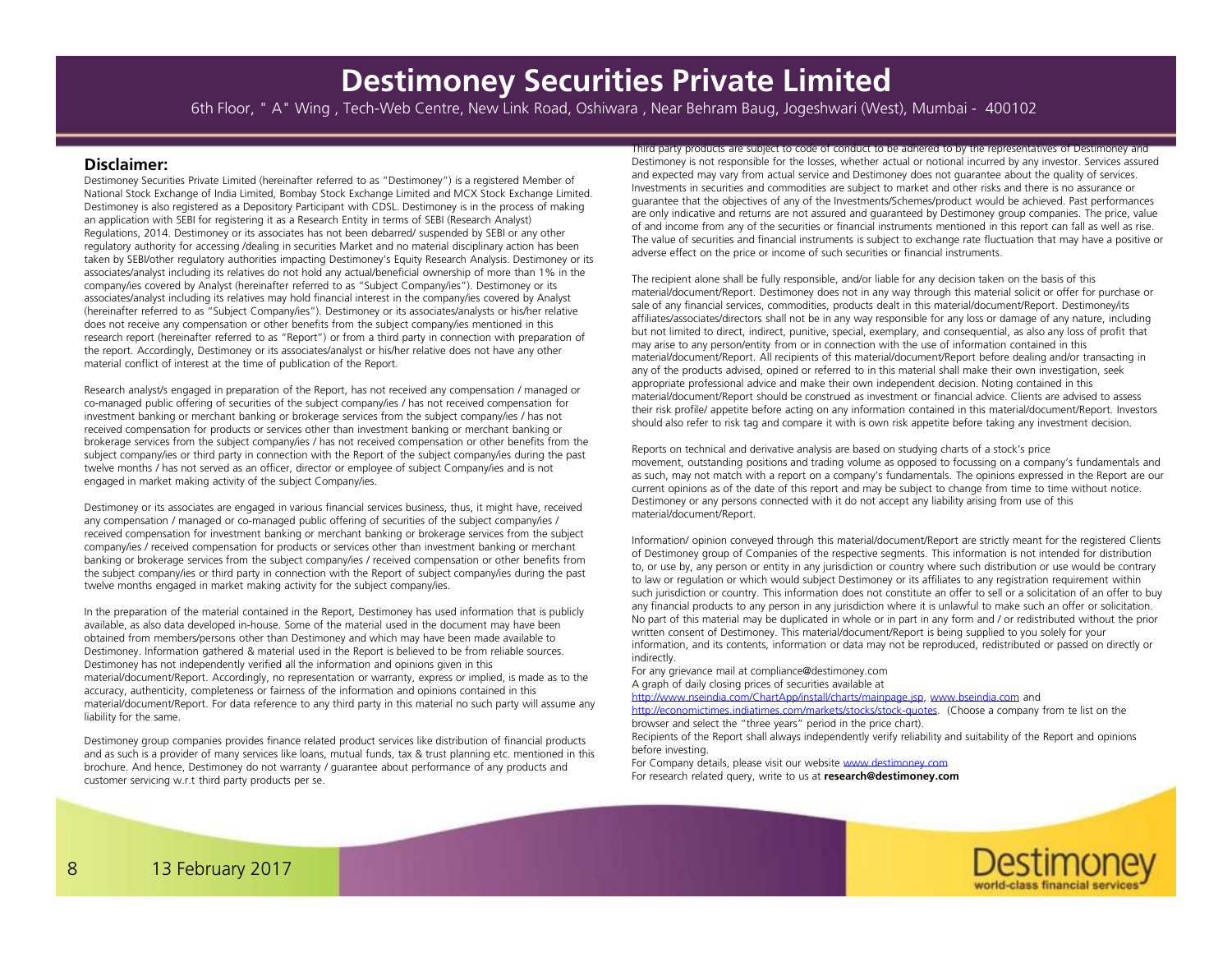# Destimoney Securities Private Limited

6th Floor, " A" Wing , Tech-Web Centre, New Link Road, Oshiwara , Near Behram Baug, Jogeshwari (West), Mumbai - 400102

## Disclaimer:

Destimoney Securities Private Limited (hereinafter referred to as "Destimoney") is a registered Member of National Stock Exchange of India Limited, Bombay Stock Exchange Limited and MCX Stock Exchange Limited. Destimoney is also registered as a Depository Participant with CDSL. Destimoney is in the process of making an application with SEBI for registering it as a Research Entity in terms of SEBI (Research Analyst) Regulations, 2014. Destimoney or its associates has not been debarred/ suspended by SEBI or any other regulatory authority for accessing /dealing in securities Market and no material disciplinary action has been taken by SEBI/other regulatory authorities impacting Destimoney's Equity Research Analysis. Destimoney or its associates/analyst including its relatives do not hold any actual/beneficial ownership of more than 1% in the company/ies covered by Analyst (hereinafter referred to as "Subject Company/ies"). Destimoney or its associates/analyst including its relatives may hold financial interest in the company/ies covered by Analyst (hereinafter referred to as "Subject Company/ies"). Destimoney or its associates/analysts or his/her relative does not receive any compensation or other benefits from the subject company/ies mentioned in this research report (hereinafter referred to as "Report") or from a third party in connection with preparation of the report. Accordingly, Destimoney or its associates/analyst or his/her relative does not have any other material conflict of interest at the time of publication of the Report.

Research analyst/s engaged in preparation of the Report, has not received any compensation / managed or co-managed public offering of securities of the subject company/ies / has not received compensation for investment banking or merchant banking or brokerage services from the subject company/ies / has not received compensation for products or services other than investment banking or merchant banking or brokerage services from the subject company/ies / has not received compensation or other benefits from the subject company/ies or third party in connection with the Report of the subject company/ies during the past twelve months / has not served as an officer, director or employee of subject Company/ies and is not engaged in market making activity of the subject Company/ies.

Destimoney or its associates are engaged in various financial services business, thus, it might have, received any compensation / managed or co-managed public offering of securities of the subject company/ies / received compensation for investment banking or merchant banking or brokerage services from the subject company/ies / received compensation for products or services other than investment banking or merchant banking or brokerage services from the subject company/ies / received compensation or other benefits from the subject company/ies or third party in connection with the Report of subject company/ies during the past twelve months engaged in market making activity for the subject company/ies.

In the preparation of the material contained in the Report, Destimoney has used information that is publicly available, as also data developed in-house. Some of the material used in the document may have been obtained from members/persons other than Destimoney and which may have been made available to Destimoney. Information gathered & material used in the Report is believed to be from reliable sources. Destimoney has not independently verified all the information and opinions given in this material/document/Report. Accordingly, no representation or warranty, express or implied, is made as to the accuracy, authenticity, completeness or fairness of the information and opinions contained in this material/document/Report. For data reference to any third party in this material no such party will assume any liability for the same.

Destimoney group companies provides finance related product services like distribution of financial products and as such is a provider of many services like loans, mutual funds, tax & trust planning etc. mentioned in this brochure. And hence, Destimoney do not warranty / guarantee about performance of any products and customer servicing w.r.t third party products per se.

Third party products are subject to code of conduct to be adhered to by the representatives of Destimoney and Destimoney is not responsible for the losses, whether actual or notional incurred by any investor. Services assured and expected may vary from actual service and Destimoney does not guarantee about the quality of services. Investments in securities and commodities are subject to market and other risks and there is no assurance or guarantee that the objectives of any of the Investments/Schemes/product would be achieved. Past performances are only indicative and returns are not assured and guaranteed by Destimoney group companies. The price, value of and income from any of the securities or financial instruments mentioned in this report can fall as well as rise. The value of securities and financial instruments is subject to exchange rate fluctuation that may have a positive or adverse effect on the price or income of such securities or financial instruments.

The recipient alone shall be fully responsible, and/or liable for any decision taken on the basis of this material/document/Report. Destimoney does not in any way through this material solicit or offer for purchase or sale of any financial services, commodities, products dealt in this material/document/Report. Destimoney/its affiliates/associates/directors shall not be in any way responsible for any loss or damage of any nature, including but not limited to direct, indirect, punitive, special, exemplary, and consequential, as also any loss of profit that may arise to any person/entity from or in connection with the use of information contained in this material/document/Report. All recipients of this material/document/Report before dealing and/or transacting in any of the products advised, opined or referred to in this material shall make their own investigation, seek appropriate professional advice and make their own independent decision. Noting contained in this material/document/Report should be construed as investment or financial advice. Clients are advised to assess their risk profile/ appetite before acting on any information contained in this material/document/Report. Investors should also refer to risk tag and compare it with is own risk appetite before taking any investment decision.

Reports on technical and derivative analysis are based on studying charts of a stock's price movement, outstanding positions and trading volume as opposed to focussing on a company's fundamentals and as such, may not match with a report on a company's fundamentals. The opinions expressed in the Report are our current opinions as of the date of this report and may be subject to change from time to time without notice. Destimoney or any persons connected with it do not accept any liability arising from use of this material/document/Report.

Information/ opinion conveyed through this material/document/Report are strictly meant for the registered Clients of Destimoney group of Companies of the respective segments. This information is not intended for distribution to, or use by, any person or entity in any jurisdiction or country where such distribution or use would be contrary to law or regulation or which would subject Destimoney or its affiliates to any registration requirement within such jurisdiction or country. This information does not constitute an offer to sell or a solicitation of an offer to buy any financial products to any person in any jurisdiction where it is unlawful to make such an offer or solicitation. No part of this material may be duplicated in whole or in part in any form and / or redistributed without the prior written consent of Destimoney. This material/document/Report is being supplied to you solely for your information, and its contents, information or data may not be reproduced, redistributed or passed on directly or indirectly.

For any grievance mail at compliance@destimoney.com

A graph of daily closing prices of securities available at http://www.nseindia.com/ChartApp/install/charts/mainpage.jsp, www.bseindia.com and http://economictimes.indiatimes.com/markets/stocks/stock-quotes. (Choose a company from te list on the browser and select the "three years" period in the price chart).

Recipients of the Report shall always independently verify reliability and suitability of the Report and opinions before investing.

For Company details, please visit our website www.destimoney.com

For research related query, write to us at **research@destimoney.com**

13 February 2017